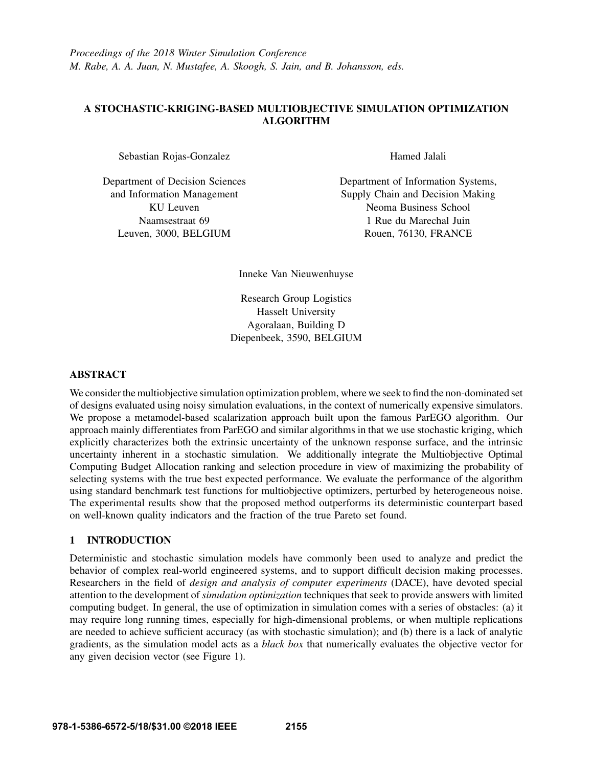Proceedings of the 2018 Winter Simulation Conference
M. Rabe, A. A. Juan, N. Mustafee, A. Skoogh, S. Jain, and B. Johansson, eds.

# A STOCHASTIC-KRIGING-BASED MULTIOBJECTIVE SIMULATION OPTIMIZATION ALGORITHM

Sebastian Rojas-Gonzalez

Department of Decision Sciences
and Information Management
KU Leuven
Naamsestraat 69
Leuven, 3000, BELGIUM

Hamed Jalali

Department of Information Systems,
Supply Chain and Decision Making
Neoma Business School
1 Rue du Marechal Juin
Rouen, 76130, FRANCE

Inneke Van Nieuwenhuyse

Research Group Logistics
Hasselt University
Agoralaan, Building D
Diepenbeek, 3590, BELGIUM

## ABSTRACT

We consider the multiobjective simulation optimization problem, where we seek to find the non-dominated set of designs evaluated using noisy simulation evaluations, in the context of numerically expensive simulators. We propose a metamodel-based scalarization approach built upon the famous ParEGO algorithm. Our approach mainly differentiates from ParEGO and similar algorithms in that we use stochastic kriging, which explicitly characterizes both the extrinsic uncertainty of the unknown response surface, and the intrinsic uncertainty inherent in a stochastic simulation. We additionally integrate the Multiobjective Optimal Computing Budget Allocation ranking and selection procedure in view of maximizing the probability of selecting systems with the true best expected performance. We evaluate the performance of the algorithm using standard benchmark test functions for multiobjective optimizers, perturbed by heterogeneous noise. The experimental results show that the proposed method outperforms its deterministic counterpart based on well-known quality indicators and the fraction of the true Pareto set found.

## 1 INTRODUCTION

Deterministic and stochastic simulation models have commonly been used to analyze and predict the behavior of complex real-world engineered systems, and to support difficult decision making processes. Researchers in the field of *design and analysis of computer experiments* (DACE), have devoted special attention to the development of *simulation optimization* techniques that seek to provide answers with limited computing budget. In general, the use of optimization in simulation comes with a series of obstacles: (a) it may require long running times, especially for high-dimensional problems, or when multiple replications are needed to achieve sufficient accuracy (as with stochastic simulation); and (b) there is a lack of analytic gradients, as the simulation model acts as a *black box* that numerically evaluates the objective vector for any given decision vector (see Figure 1).

978-1-5386-6572-5/18/$31.00 ©2018 IEEE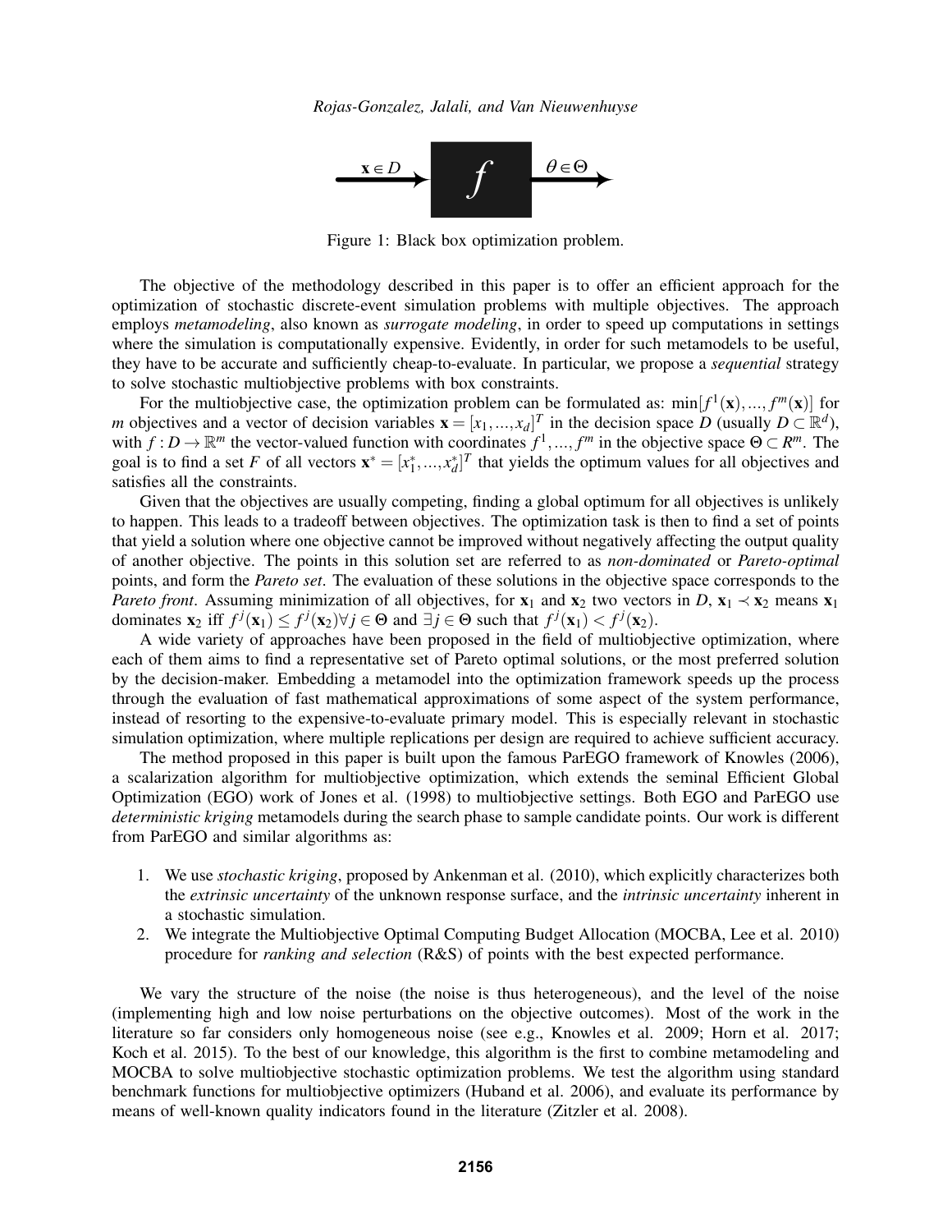Figure 1: Black box optimization problem.

The objective of the methodology described in this paper is to offer an efficient approach for the optimization of stochastic discrete-event simulation problems with multiple objectives. The approach employs *metamodeling*, also known as *surrogate modeling*, in order to speed up computations in settings where the simulation is computationally expensive. Evidently, in order for such metamodels to be useful, they have to be accurate and sufficiently cheap-to-evaluate. In particular, we propose a *sequential* strategy to solve stochastic multiobjective problems with box constraints.

For the multiobjective case, the optimization problem can be formulated as: $\min[f^1(\mathbf{x}),...,f^m(\mathbf{x})]$ for $m$ objectives and a vector of decision variables $\mathbf{x} = [x_1,...,x_d]^T$ in the decision space $D$ (usually $D \subset \mathbb{R}^d$), with $f : D \rightarrow \mathbb{R}^m$ the vector-valued function with coordinates $f^1,...,f^m$ in the objective space $\Theta \subset R^m$. The goal is to find a set $F$ of all vectors $\mathbf{x}^* = [x_1^*,...,x_d^*]^T$ that yields the optimum values for all objectives and satisfies all the constraints.

Given that the objectives are usually competing, finding a global optimum for all objectives is unlikely to happen. This leads to a tradeoff between objectives. The optimization task is then to find a set of points that yield a solution where one objective cannot be improved without negatively affecting the output quality of another objective. The points in this solution set are referred to as *non-dominated* or *Pareto-optimal* points, and form the *Pareto set*. The evaluation of these solutions in the objective space corresponds to the *Pareto front*. Assuming minimization of all objectives, for $\mathbf{x}_1$ and $\mathbf{x}_2$ two vectors in $D$, $\mathbf{x}_1 \prec \mathbf{x}_2$ means $\mathbf{x}_1$ dominates $\mathbf{x}_2$ iff $f^j(\mathbf{x}_1) \leq f^j(\mathbf{x}_2) \forall j \in \Theta$ and $\exists j \in \Theta$ such that $f^j(\mathbf{x}_1) < f^j(\mathbf{x}_2)$.

A wide variety of approaches have been proposed in the field of multiobjective optimization, where each of them aims to find a representative set of Pareto optimal solutions, or the most preferred solution by the decision-maker. Embedding a metamodel into the optimization framework speeds up the process through the evaluation of fast mathematical approximations of some aspect of the system performance, instead of resorting to the expensive-to-evaluate primary model. This is especially relevant in stochastic simulation optimization, where multiple replications per design are required to achieve sufficient accuracy.

The method proposed in this paper is built upon the famous ParEGO framework of Knowles (2006), a scalarization algorithm for multiobjective optimization, which extends the seminal Efficient Global Optimization (EGO) work of Jones et al. (1998) to multiobjective settings. Both EGO and ParEGO use *deterministic kriging* metamodels during the search phase to sample candidate points. Our work is different from ParEGO and similar algorithms as:

1. We use *stochastic kriging*, proposed by Ankenman et al. (2010), which explicitly characterizes both the *extrinsic uncertainty* of the unknown response surface, and the *intrinsic uncertainty* inherent in a stochastic simulation.
2. We integrate the Multiobjective Optimal Computing Budget Allocation (MOCBA, Lee et al. 2010) procedure for *ranking and selection* (R&S) of points with the best expected performance.

We vary the structure of the noise (the noise is thus heterogeneous), and the level of the noise (implementing high and low noise perturbations on the objective outcomes). Most of the work in the literature so far considers only homogeneous noise (see e.g., Knowles et al. 2009; Horn et al. 2017; Koch et al. 2015). To the best of our knowledge, this algorithm is the first to combine metamodeling and MOCBA to solve multiobjective stochastic optimization problems. We test the algorithm using standard benchmark functions for multiobjective optimizers (Huband et al. 2006), and evaluate its performance by means of well-known quality indicators found in the literature (Zitzler et al. 2008).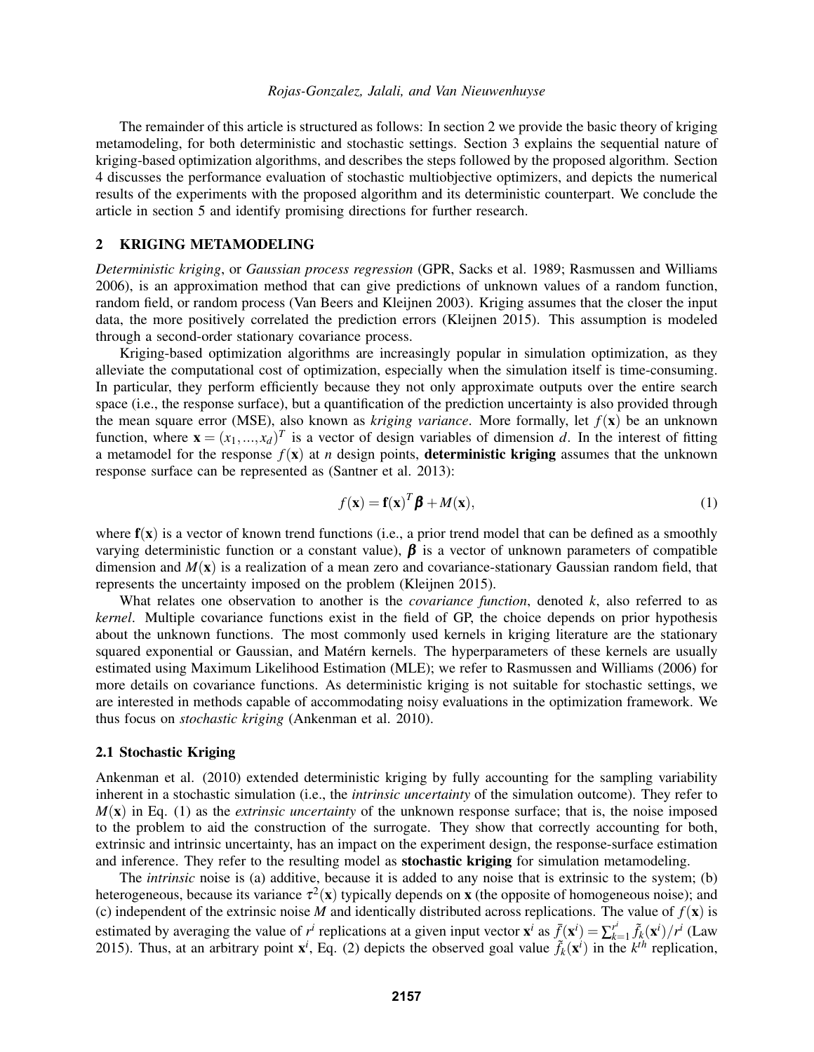The remainder of this article is structured as follows: In section 2 we provide the basic theory of kriging metamodeling, for both deterministic and stochastic settings. Section 3 explains the sequential nature of kriging-based optimization algorithms, and describes the steps followed by the proposed algorithm. Section 4 discusses the performance evaluation of stochastic multiobjective optimizers, and depicts the numerical results of the experiments with the proposed algorithm and its deterministic counterpart. We conclude the article in section 5 and identify promising directions for further research.

## 2 KRIGING METAMODELING

*Deterministic kriging*, or *Gaussian process regression* (GPR, Sacks et al. 1989; Rasmussen and Williams 2006), is an approximation method that can give predictions of unknown values of a random function, random field, or random process (Van Beers and Kleijnen 2003). Kriging assumes that the closer the input data, the more positively correlated the prediction errors (Kleijnen 2015). This assumption is modeled through a second-order stationary covariance process.

Kriging-based optimization algorithms are increasingly popular in simulation optimization, as they alleviate the computational cost of optimization, especially when the simulation itself is time-consuming. In particular, they perform efficiently because they not only approximate outputs over the entire search space (i.e., the response surface), but a quantification of the prediction uncertainty is also provided through the mean square error (MSE), also known as *kriging variance*. More formally, let $f(\mathbf{x})$ be an unknown function, where $\mathbf{x} = (x_1, ..., x_d)^T$ is a vector of design variables of dimension $d$. In the interest of fitting a metamodel for the response $f(\mathbf{x})$ at $n$ design points, **deterministic kriging** assumes that the unknown response surface can be represented as (Santner et al. 2013):

$$f(\mathbf{x}) = \mathbf{f}(\mathbf{x})^T \boldsymbol{\beta} + M(\mathbf{x}), \tag{1}$$

where $\mathbf{f}(\mathbf{x})$ is a vector of known trend functions (i.e., a prior trend model that can be defined as a smoothly varying deterministic function or a constant value), $\boldsymbol{\beta}$ is a vector of unknown parameters of compatible dimension and $M(\mathbf{x})$ is a realization of a mean zero and covariance-stationary Gaussian random field, that represents the uncertainty imposed on the problem (Kleijnen 2015).

What relates one observation to another is the *covariance function*, denoted $k$, also referred to as *kernel*. Multiple covariance functions exist in the field of GP, the choice depends on prior hypothesis about the unknown functions. The most commonly used kernels in kriging literature are the stationary squared exponential or Gaussian, and Matérn kernels. The hyperparameters of these kernels are usually estimated using Maximum Likelihood Estimation (MLE); we refer to Rasmussen and Williams (2006) for more details on covariance functions. As deterministic kriging is not suitable for stochastic settings, we are interested in methods capable of accommodating noisy evaluations in the optimization framework. We thus focus on *stochastic kriging* (Ankenman et al. 2010).

### 2.1 Stochastic Kriging

Ankenman et al. (2010) extended deterministic kriging by fully accounting for the sampling variability inherent in a stochastic simulation (i.e., the *intrinsic uncertainty* of the simulation outcome). They refer to $M(\mathbf{x})$ in Eq. (1) as the *extrinsic uncertainty* of the unknown response surface; that is, the noise imposed to the problem to aid the construction of the surrogate. They show that correctly accounting for both, extrinsic and intrinsic uncertainty, has an impact on the experiment design, the response-surface estimation and inference. They refer to the resulting model as **stochastic kriging** for simulation metamodeling.

The *intrinsic* noise is (a) additive, because it is added to any noise that is extrinsic to the system; (b) heterogeneous, because its variance $\tau^2(\mathbf{x})$ typically depends on $\mathbf{x}$ (the opposite of homogeneous noise); and (c) independent of the extrinsic noise $M$ and identically distributed across replications. The value of $f(\mathbf{x})$ is estimated by averaging the value of $r^i$ replications at a given input vector $\mathbf{x}^i$ as $\bar{f}(\mathbf{x}^i) = \sum_{k=1}^{r^i} \tilde{f}_k(\mathbf{x}^i)/r^i$ (Law 2015). Thus, at an arbitrary point $\mathbf{x}^i$, Eq. (2) depicts the observed goal value $\tilde{f}_k(\mathbf{x}^i)$ in the $k^{th}$ replication,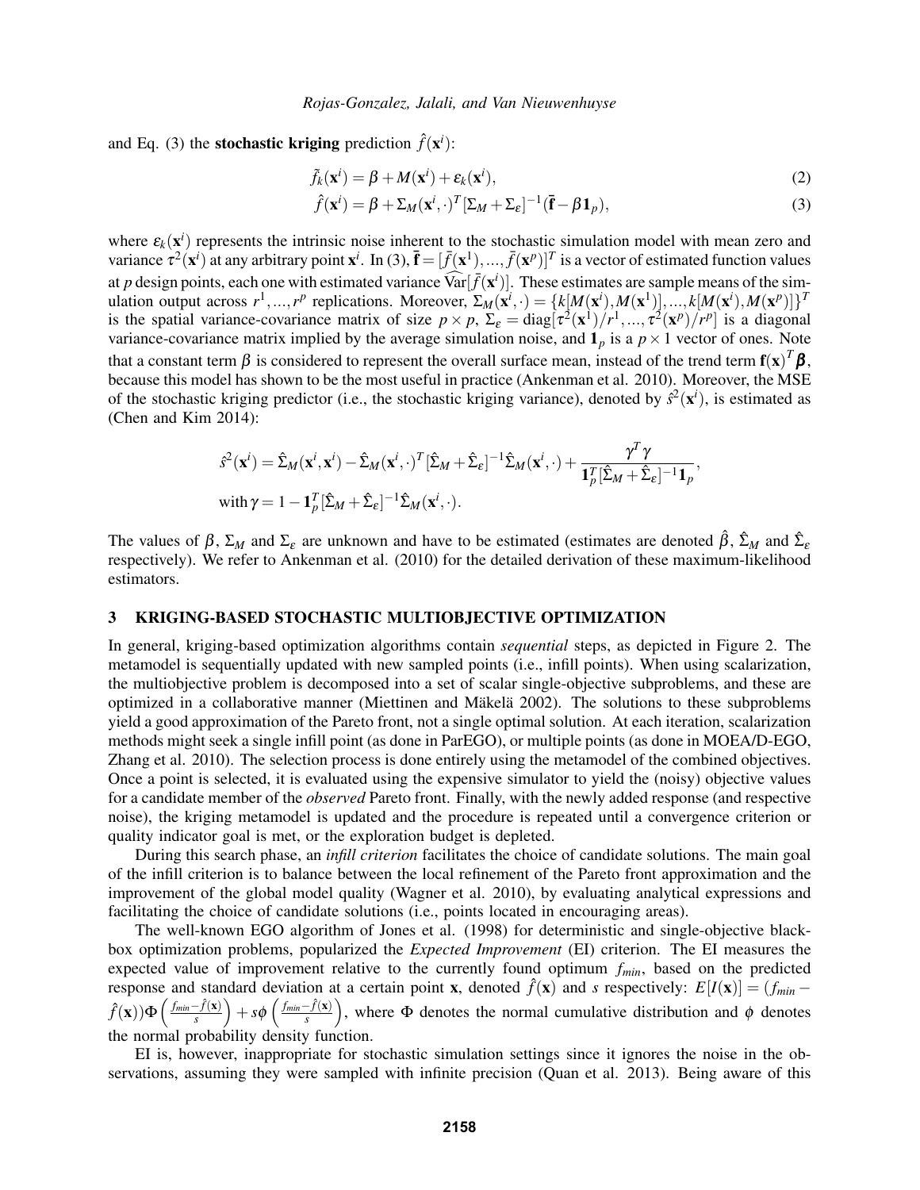and Eq. (3) the **stochastic kriging** prediction $\hat{f}(\mathbf{x}^i)$:

$$\tilde{f}_k(\mathbf{x}^i) = \beta + M(\mathbf{x}^i) + \varepsilon_k(\mathbf{x}^i), \tag{2}$$

$$\hat{f}(\mathbf{x}^i) = \beta + \Sigma_M(\mathbf{x}^i, \cdot)^T [\Sigma_M + \Sigma_\varepsilon]^{-1} (\bar{\mathbf{f}} - \beta \mathbf{1}_p), \tag{3}$$

where $\varepsilon_k(\mathbf{x}^i)$ represents the intrinsic noise inherent to the stochastic simulation model with mean zero and variance $\tau^2(\mathbf{x}^i)$ at any arbitrary point $\mathbf{x}^i$. In (3), $\bar{\mathbf{f}} = [\bar{f}(\mathbf{x}^1), ..., \bar{f}(\mathbf{x}^p)]^T$ is a vector of estimated function values at $p$ design points, each one with estimated variance $\widehat{\mathrm{Var}}[\bar{f}(\mathbf{x}^i)]$. These estimates are sample means of the simulation output across $r^1, ..., r^p$ replications. Moreover, $\Sigma_M(\mathbf{x}^i, \cdot) = \{k[M(\mathbf{x}^i), M(\mathbf{x}^1)], ..., k[M(\mathbf{x}^i), M(\mathbf{x}^p)]\}^T$ is the spatial variance-covariance matrix of size $p \times p$, $\Sigma_\varepsilon = \mathrm{diag}[\tau^2(\mathbf{x}^1)/r^1, ..., \tau^2(\mathbf{x}^p)/r^p]$ is a diagonal variance-covariance matrix implied by the average simulation noise, and $\mathbf{1}_p$ is a $p \times 1$ vector of ones. Note that a constant term $\beta$ is considered to represent the overall surface mean, instead of the trend term $\mathbf{f}(\mathbf{x})^T \boldsymbol{\beta}$, because this model has shown to be the most useful in practice (Ankenman et al. 2010). Moreover, the MSE of the stochastic kriging predictor (i.e., the stochastic kriging variance), denoted by $\hat{s}^2(\mathbf{x}^i)$, is estimated as (Chen and Kim 2014):

$$\hat{s}^2(\mathbf{x}^i) = \hat{\Sigma}_M(\mathbf{x}^i, \mathbf{x}^i) - \hat{\Sigma}_M(\mathbf{x}^i, \cdot)^T [\hat{\Sigma}_M + \hat{\Sigma}_\varepsilon]^{-1} \hat{\Sigma}_M(\mathbf{x}^i, \cdot) + \frac{\gamma^T \gamma}{\mathbf{1}_p^T [\hat{\Sigma}_M + \hat{\Sigma}_\varepsilon]^{-1} \mathbf{1}_p},$$

$$\text{with } \gamma = 1 - \mathbf{1}_p^T [\hat{\Sigma}_M + \hat{\Sigma}_\varepsilon]^{-1} \hat{\Sigma}_M(\mathbf{x}^i, \cdot).$$

The values of $\beta$, $\Sigma_M$ and $\Sigma_\varepsilon$ are unknown and have to be estimated (estimates are denoted $\hat{\beta}$, $\hat{\Sigma}_M$ and $\hat{\Sigma}_\varepsilon$ respectively). We refer to Ankenman et al. (2010) for the detailed derivation of these maximum-likelihood estimators.

## 3 KRIGING-BASED STOCHASTIC MULTIOBJECTIVE OPTIMIZATION

In general, kriging-based optimization algorithms contain *sequential* steps, as depicted in Figure 2. The metamodel is sequentially updated with new sampled points (i.e., infill points). When using scalarization, the multiobjective problem is decomposed into a set of scalar single-objective subproblems, and these are optimized in a collaborative manner (Miettinen and Mäkelä 2002). The solutions to these subproblems yield a good approximation of the Pareto front, not a single optimal solution. At each iteration, scalarization methods might seek a single infill point (as done in ParEGO), or multiple points (as done in MOEA/D-EGO, Zhang et al. 2010). The selection process is done entirely using the metamodel of the combined objectives. Once a point is selected, it is evaluated using the expensive simulator to yield the (noisy) objective values for a candidate member of the *observed* Pareto front. Finally, with the newly added response (and respective noise), the kriging metamodel is updated and the procedure is repeated until a convergence criterion or quality indicator goal is met, or the exploration budget is depleted.

During this search phase, an *infill criterion* facilitates the choice of candidate solutions. The main goal of the infill criterion is to balance between the local refinement of the Pareto front approximation and the improvement of the global model quality (Wagner et al. 2010), by evaluating analytical expressions and facilitating the choice of candidate solutions (i.e., points located in encouraging areas).

The well-known EGO algorithm of Jones et al. (1998) for deterministic and single-objective black-box optimization problems, popularized the *Expected Improvement* (EI) criterion. The EI measures the expected value of improvement relative to the currently found optimum $f_{min}$, based on the predicted response and standard deviation at a certain point $\mathbf{x}$, denoted $\hat{f}(\mathbf{x})$ and $s$ respectively: $E[I(\mathbf{x})] = (f_{min} - \hat{f}(\mathbf{x}))\Phi\left(\frac{f_{min} - \hat{f}(\mathbf{x})}{s}\right) + s\phi\left(\frac{f_{min} - \hat{f}(\mathbf{x})}{s}\right)$, where $\Phi$ denotes the normal cumulative distribution and $\phi$ denotes the normal probability density function.

EI is, however, inappropriate for stochastic simulation settings since it ignores the noise in the observations, assuming they were sampled with infinite precision (Quan et al. 2013). Being aware of this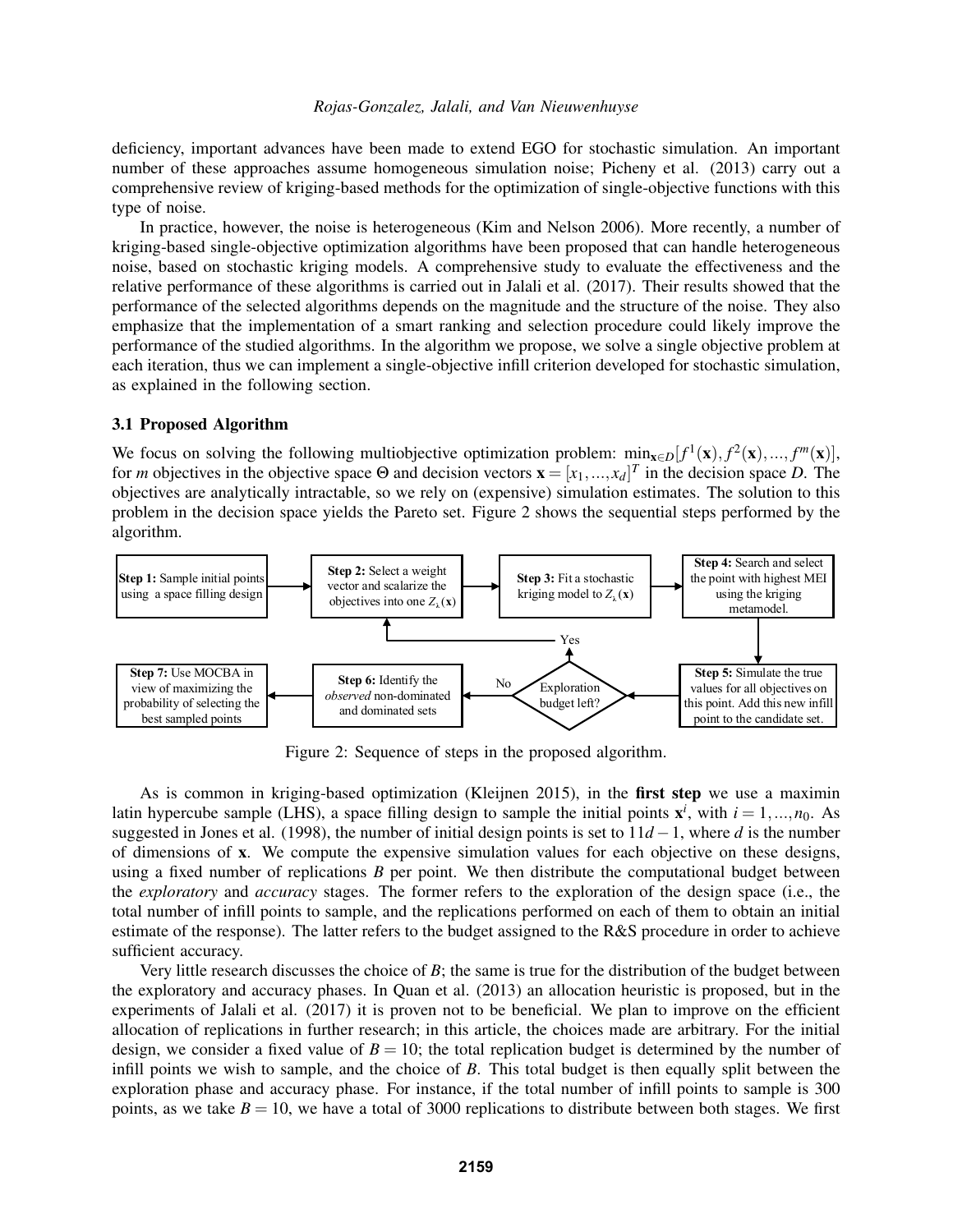deficiency, important advances have been made to extend EGO for stochastic simulation. An important number of these approaches assume homogeneous simulation noise; Picheny et al. (2013) carry out a comprehensive review of kriging-based methods for the optimization of single-objective functions with this type of noise.

In practice, however, the noise is heterogeneous (Kim and Nelson 2006). More recently, a number of kriging-based single-objective optimization algorithms have been proposed that can handle heterogeneous noise, based on stochastic kriging models. A comprehensive study to evaluate the effectiveness and the relative performance of these algorithms is carried out in Jalali et al. (2017). Their results showed that the performance of the selected algorithms depends on the magnitude and the structure of the noise. They also emphasize that the implementation of a smart ranking and selection procedure could likely improve the performance of the studied algorithms. In the algorithm we propose, we solve a single objective problem at each iteration, thus we can implement a single-objective infill criterion developed for stochastic simulation, as explained in the following section.

### 3.1 Proposed Algorithm

We focus on solving the following multiobjective optimization problem: $\min_{\mathbf{x}\in D}[f^1(\mathbf{x}), f^2(\mathbf{x}), ..., f^m(\mathbf{x})]$, for $m$ objectives in the objective space $\Theta$ and decision vectors $\mathbf{x} = [x_1, ..., x_d]^T$ in the decision space $D$. The objectives are analytically intractable, so we rely on (expensive) simulation estimates. The solution to this problem in the decision space yields the Pareto set. Figure 2 shows the sequential steps performed by the algorithm.

**Step 1:** Sample initial points using a space filling design → **Step 2:** Select a weight vector and scalarize the objectives into one $Z_\lambda(\mathbf{x})$ → **Step 3:** Fit a stochastic kriging model to $Z_\lambda(\mathbf{x})$ → **Step 4:** Search and select the point with highest MEI using the kriging metamodel. → **Step 5:** Simulate the true values for all objectives on this point. Add this new infill point to the candidate set. → Exploration budget left? (Yes → Step 2; No → Step 6) → **Step 6:** Identify the *observed* non-dominated and dominated sets → **Step 7:** Use MOCBA in view of maximizing the probability of selecting the best sampled points

Figure 2: Sequence of steps in the proposed algorithm.

As is common in kriging-based optimization (Kleijnen 2015), in the **first step** we use a maximin latin hypercube sample (LHS), a space filling design to sample the initial points $\mathbf{x}^i$, with $i = 1, ..., n_0$. As suggested in Jones et al. (1998), the number of initial design points is set to $11d - 1$, where $d$ is the number of dimensions of $\mathbf{x}$. We compute the expensive simulation values for each objective on these designs, using a fixed number of replications $B$ per point. We then distribute the computational budget between the *exploratory* and *accuracy* stages. The former refers to the exploration of the design space (i.e., the total number of infill points to sample, and the replications performed on each of them to obtain an initial estimate of the response). The latter refers to the budget assigned to the R&S procedure in order to achieve sufficient accuracy.

Very little research discusses the choice of $B$; the same is true for the distribution of the budget between the exploratory and accuracy phases. In Quan et al. (2013) an allocation heuristic is proposed, but in the experiments of Jalali et al. (2017) it is proven not to be beneficial. We plan to improve on the efficient allocation of replications in further research; in this article, the choices made are arbitrary. For the initial design, we consider a fixed value of $B = 10$; the total replication budget is determined by the number of infill points we wish to sample, and the choice of $B$. This total budget is then equally split between the exploration phase and accuracy phase. For instance, if the total number of infill points to sample is 300 points, as we take $B = 10$, we have a total of 3000 replications to distribute between both stages. We first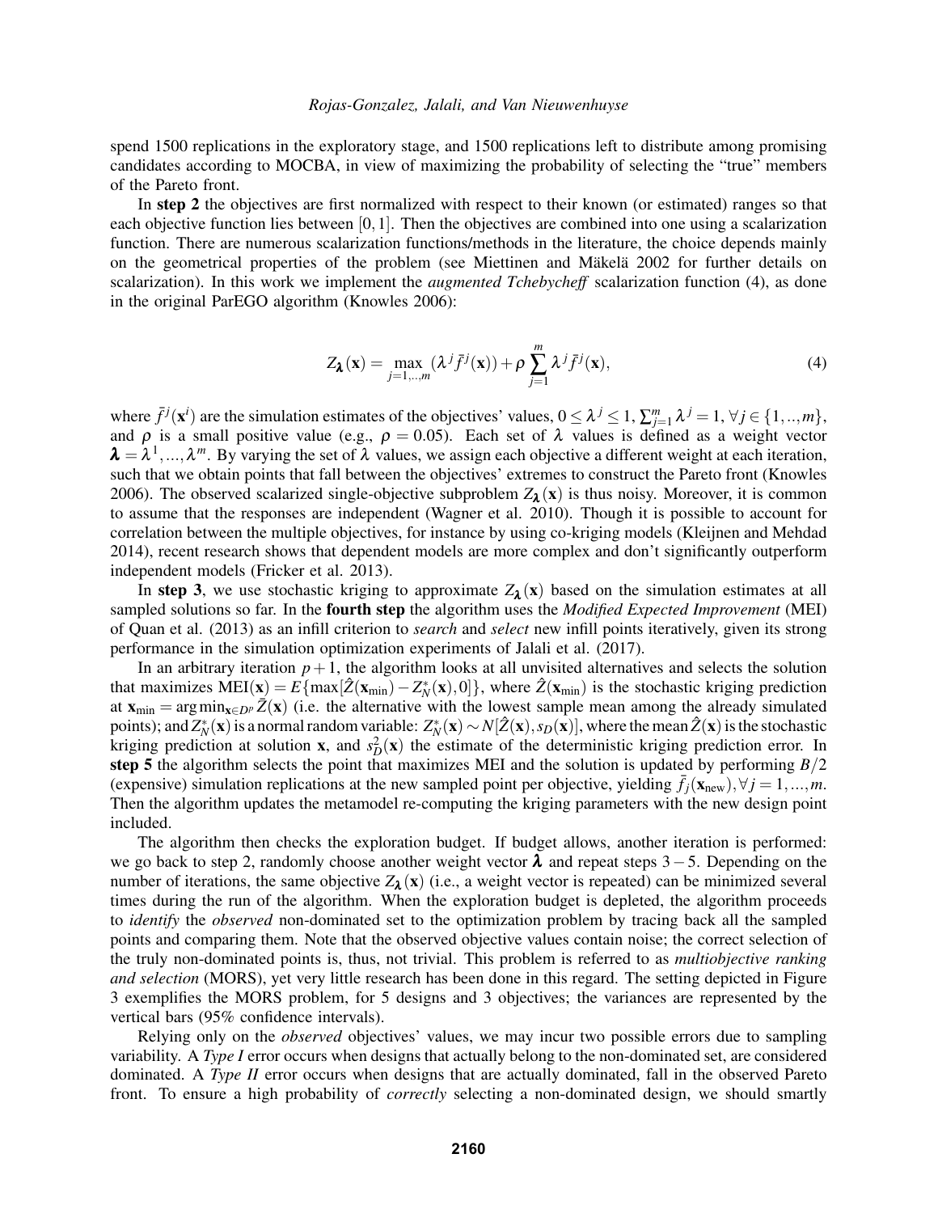spend 1500 replications in the exploratory stage, and 1500 replications left to distribute among promising candidates according to MOCBA, in view of maximizing the probability of selecting the "true" members of the Pareto front.

In **step 2** the objectives are first normalized with respect to their known (or estimated) ranges so that each objective function lies between $[0,1]$. Then the objectives are combined into one using a scalarization function. There are numerous scalarization functions/methods in the literature, the choice depends mainly on the geometrical properties of the problem (see Miettinen and Mäkelä 2002 for further details on scalarization). In this work we implement the *augmented Tchebycheff* scalarization function (4), as done in the original ParEGO algorithm (Knowles 2006):

$$Z_{\boldsymbol{\lambda}}(\mathbf{x}) = \max_{j=1,..,m}(\lambda^j \bar{f}^j(\mathbf{x})) + \rho \sum_{j=1}^{m} \lambda^j \bar{f}^j(\mathbf{x}), \tag{4}$$

where $\bar{f}^j(\mathbf{x}^i)$ are the simulation estimates of the objectives' values, $0 \leq \lambda^j \leq 1$, $\sum_{j=1}^{m} \lambda^j = 1, \forall j \in \{1,..,m\}$, and $\rho$ is a small positive value (e.g., $\rho = 0.05$). Each set of $\lambda$ values is defined as a weight vector $\boldsymbol{\lambda} = \lambda^1,...,\lambda^m$. By varying the set of $\lambda$ values, we assign each objective a different weight at each iteration, such that we obtain points that fall between the objectives' extremes to construct the Pareto front (Knowles 2006). The observed scalarized single-objective subproblem $Z_{\boldsymbol{\lambda}}(\mathbf{x})$ is thus noisy. Moreover, it is common to assume that the responses are independent (Wagner et al. 2010). Though it is possible to account for correlation between the multiple objectives, for instance by using co-kriging models (Kleijnen and Mehdad 2014), recent research shows that dependent models are more complex and don't significantly outperform independent models (Fricker et al. 2013).

In **step 3**, we use stochastic kriging to approximate $Z_{\boldsymbol{\lambda}}(\mathbf{x})$ based on the simulation estimates at all sampled solutions so far. In the **fourth step** the algorithm uses the *Modified Expected Improvement* (MEI) of Quan et al. (2013) as an infill criterion to *search* and *select* new infill points iteratively, given its strong performance in the simulation optimization experiments of Jalali et al. (2017).

In an arbitrary iteration $p+1$, the algorithm looks at all unvisited alternatives and selects the solution that maximizes $\text{MEI}(\mathbf{x}) = E\{\max[\hat{Z}(\mathbf{x}_{\min}) - Z_N^*(\mathbf{x}), 0]\}$, where $\hat{Z}(\mathbf{x}_{\min})$ is the stochastic kriging prediction at $\mathbf{x}_{\min} = \arg\min_{\mathbf{x} \in D^p} \bar{Z}(\mathbf{x})$ (i.e. the alternative with the lowest sample mean among the already simulated points); and $Z_N^*(\mathbf{x})$ is a normal random variable: $Z_N^*(\mathbf{x}) \sim N[\hat{Z}(\mathbf{x}), s_D(\mathbf{x})]$, where the mean $\hat{Z}(\mathbf{x})$ is the stochastic kriging prediction at solution $\mathbf{x}$, and $s_D^2(\mathbf{x})$ the estimate of the deterministic kriging prediction error. In **step 5** the algorithm selects the point that maximizes MEI and the solution is updated by performing $B/2$ (expensive) simulation replications at the new sampled point per objective, yielding $\bar{f}_j(\mathbf{x}_{\text{new}}), \forall j = 1,...,m$. Then the algorithm updates the metamodel re-computing the kriging parameters with the new design point included.

The algorithm then checks the exploration budget. If budget allows, another iteration is performed: we go back to step 2, randomly choose another weight vector $\boldsymbol{\lambda}$ and repeat steps $3-5$. Depending on the number of iterations, the same objective $Z_{\boldsymbol{\lambda}}(\mathbf{x})$ (i.e., a weight vector is repeated) can be minimized several times during the run of the algorithm. When the exploration budget is depleted, the algorithm proceeds to *identify* the *observed* non-dominated set to the optimization problem by tracing back all the sampled points and comparing them. Note that the observed objective values contain noise; the correct selection of the truly non-dominated points is, thus, not trivial. This problem is referred to as *multiobjective ranking and selection* (MORS), yet very little research has been done in this regard. The setting depicted in Figure 3 exemplifies the MORS problem, for 5 designs and 3 objectives; the variances are represented by the vertical bars (95% confidence intervals).

Relying only on the *observed* objectives' values, we may incur two possible errors due to sampling variability. A *Type I* error occurs when designs that actually belong to the non-dominated set, are considered dominated. A *Type II* error occurs when designs that are actually dominated, fall in the observed Pareto front. To ensure a high probability of *correctly* selecting a non-dominated design, we should smartly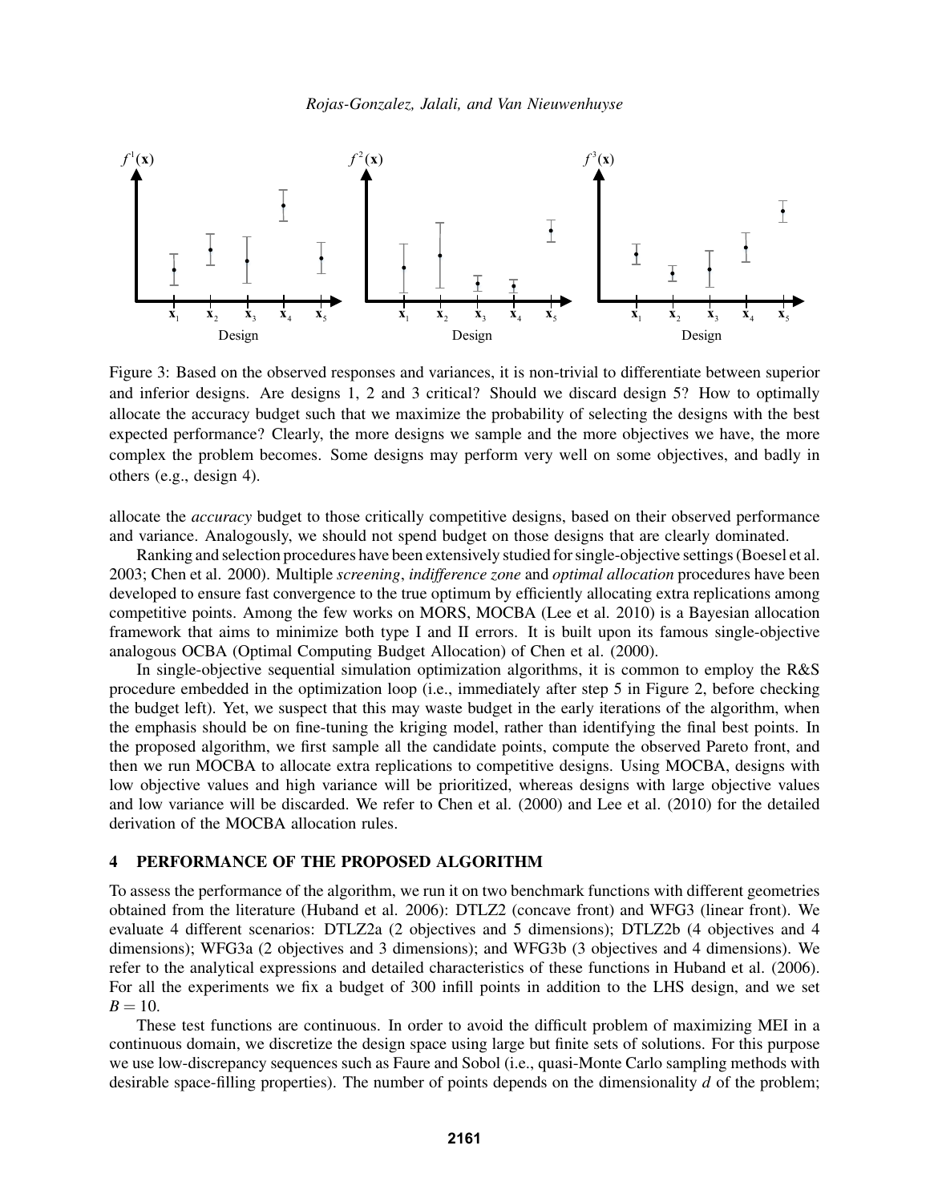Figure 3: Based on the observed responses and variances, it is non-trivial to differentiate between superior and inferior designs. Are designs 1, 2 and 3 critical? Should we discard design 5? How to optimally allocate the accuracy budget such that we maximize the probability of selecting the designs with the best expected performance? Clearly, the more designs we sample and the more objectives we have, the more complex the problem becomes. Some designs may perform very well on some objectives, and badly in others (e.g., design 4).

allocate the *accuracy* budget to those critically competitive designs, based on their observed performance and variance. Analogously, we should not spend budget on those designs that are clearly dominated.

Ranking and selection procedures have been extensively studied for single-objective settings (Boesel et al. 2003; Chen et al. 2000). Multiple *screening*, *indifference zone* and *optimal allocation* procedures have been developed to ensure fast convergence to the true optimum by efficiently allocating extra replications among competitive points. Among the few works on MORS, MOCBA (Lee et al. 2010) is a Bayesian allocation framework that aims to minimize both type I and II errors. It is built upon its famous single-objective analogous OCBA (Optimal Computing Budget Allocation) of Chen et al. (2000).

In single-objective sequential simulation optimization algorithms, it is common to employ the R&S procedure embedded in the optimization loop (i.e., immediately after step 5 in Figure 2, before checking the budget left). Yet, we suspect that this may waste budget in the early iterations of the algorithm, when the emphasis should be on fine-tuning the kriging model, rather than identifying the final best points. In the proposed algorithm, we first sample all the candidate points, compute the observed Pareto front, and then we run MOCBA to allocate extra replications to competitive designs. Using MOCBA, designs with low objective values and high variance will be prioritized, whereas designs with large objective values and low variance will be discarded. We refer to Chen et al. (2000) and Lee et al. (2010) for the detailed derivation of the MOCBA allocation rules.

## 4 PERFORMANCE OF THE PROPOSED ALGORITHM

To assess the performance of the algorithm, we run it on two benchmark functions with different geometries obtained from the literature (Huband et al. 2006): DTLZ2 (concave front) and WFG3 (linear front). We evaluate 4 different scenarios: DTLZ2a (2 objectives and 5 dimensions); DTLZ2b (4 objectives and 4 dimensions); WFG3a (2 objectives and 3 dimensions); and WFG3b (3 objectives and 4 dimensions). We refer to the analytical expressions and detailed characteristics of these functions in Huband et al. (2006). For all the experiments we fix a budget of 300 infill points in addition to the LHS design, and we set $B = 10$.

These test functions are continuous. In order to avoid the difficult problem of maximizing MEI in a continuous domain, we discretize the design space using large but finite sets of solutions. For this purpose we use low-discrepancy sequences such as Faure and Sobol (i.e., quasi-Monte Carlo sampling methods with desirable space-filling properties). The number of points depends on the dimensionality $d$ of the problem;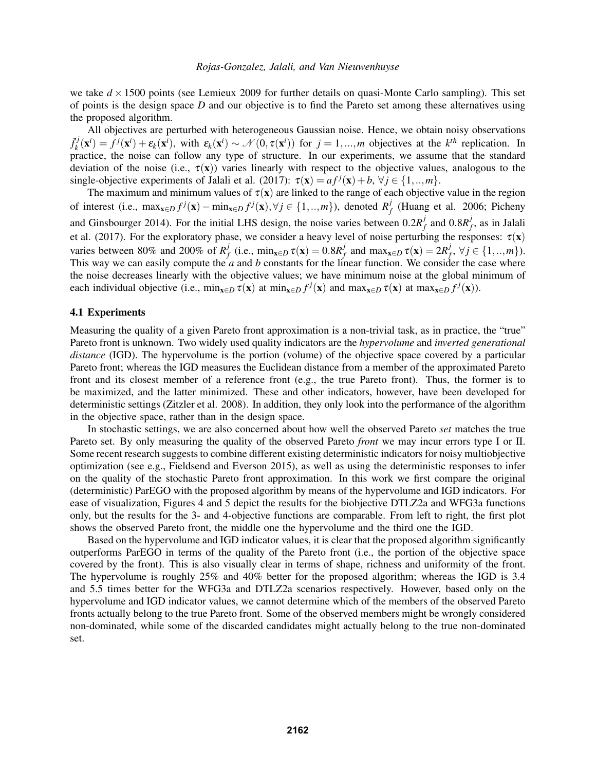we take $d \times 1500$ points (see Lemieux 2009 for further details on quasi-Monte Carlo sampling). This set of points is the design space $D$ and our objective is to find the Pareto set among these alternatives using the proposed algorithm.

All objectives are perturbed with heterogeneous Gaussian noise. Hence, we obtain noisy observations $\tilde{f}_k^j(\mathbf{x}^i) = f^j(\mathbf{x}^i) + \varepsilon_k(\mathbf{x}^i)$, with $\varepsilon_k(\mathbf{x}^i) \sim \mathcal{N}(0, \tau(\mathbf{x}^i))$ for $j = 1, ..., m$ objectives at the $k^{th}$ replication. In practice, the noise can follow any type of structure. In our experiments, we assume that the standard deviation of the noise (i.e., $\tau(\mathbf{x})$) varies linearly with respect to the objective values, analogous to the single-objective experiments of Jalali et al. (2017): $\tau(\mathbf{x}) = af^j(\mathbf{x}) + b$, $\forall j \in \{1, .., m\}$.

The maximum and minimum values of $\tau(\mathbf{x})$ are linked to the range of each objective value in the region of interest (i.e., $\max_{\mathbf{x} \in D} f^j(\mathbf{x}) - \min_{\mathbf{x} \in D} f^j(\mathbf{x}), \forall j \in \{1, .., m\}$), denoted $R_f^j$ (Huang et al. 2006; Picheny and Ginsbourger 2014). For the initial LHS design, the noise varies between $0.2R_f^j$ and $0.8R_f^j$, as in Jalali et al. (2017). For the exploratory phase, we consider a heavy level of noise perturbing the responses: $\tau(\mathbf{x})$ varies between 80% and 200% of $R_f^j$ (i.e., $\min_{\mathbf{x} \in D} \tau(\mathbf{x}) = 0.8R_f^j$ and $\max_{\mathbf{x} \in D} \tau(\mathbf{x}) = 2R_f^j$, $\forall j \in \{1, .., m\}$). This way we can easily compute the $a$ and $b$ constants for the linear function. We consider the case where the noise decreases linearly with the objective values; we have minimum noise at the global minimum of each individual objective (i.e., $\min_{\mathbf{x} \in D} \tau(\mathbf{x})$ at $\min_{\mathbf{x} \in D} f^j(\mathbf{x})$ and $\max_{\mathbf{x} \in D} \tau(\mathbf{x})$ at $\max_{\mathbf{x} \in D} f^j(\mathbf{x})$).

### 4.1 Experiments

Measuring the quality of a given Pareto front approximation is a non-trivial task, as in practice, the "true" Pareto front is unknown. Two widely used quality indicators are the *hypervolume* and *inverted generational distance* (IGD). The hypervolume is the portion (volume) of the objective space covered by a particular Pareto front; whereas the IGD measures the Euclidean distance from a member of the approximated Pareto front and its closest member of a reference front (e.g., the true Pareto front). Thus, the former is to be maximized, and the latter minimized. These and other indicators, however, have been developed for deterministic settings (Zitzler et al. 2008). In addition, they only look into the performance of the algorithm in the objective space, rather than in the design space.

In stochastic settings, we are also concerned about how well the observed Pareto *set* matches the true Pareto set. By only measuring the quality of the observed Pareto *front* we may incur errors type I or II. Some recent research suggests to combine different existing deterministic indicators for noisy multiobjective optimization (see e.g., Fieldsend and Everson 2015), as well as using the deterministic responses to infer on the quality of the stochastic Pareto front approximation. In this work we first compare the original (deterministic) ParEGO with the proposed algorithm by means of the hypervolume and IGD indicators. For ease of visualization, Figures 4 and 5 depict the results for the biobjective DTLZ2a and WFG3a functions only, but the results for the 3- and 4-objective functions are comparable. From left to right, the first plot shows the observed Pareto front, the middle one the hypervolume and the third one the IGD.

Based on the hypervolume and IGD indicator values, it is clear that the proposed algorithm significantly outperforms ParEGO in terms of the quality of the Pareto front (i.e., the portion of the objective space covered by the front). This is also visually clear in terms of shape, richness and uniformity of the front. The hypervolume is roughly 25% and 40% better for the proposed algorithm; whereas the IGD is 3.4 and 5.5 times better for the WFG3a and DTLZ2a scenarios respectively. However, based only on the hypervolume and IGD indicator values, we cannot determine which of the members of the observed Pareto fronts actually belong to the true Pareto front. Some of the observed members might be wrongly considered non-dominated, while some of the discarded candidates might actually belong to the true non-dominated set.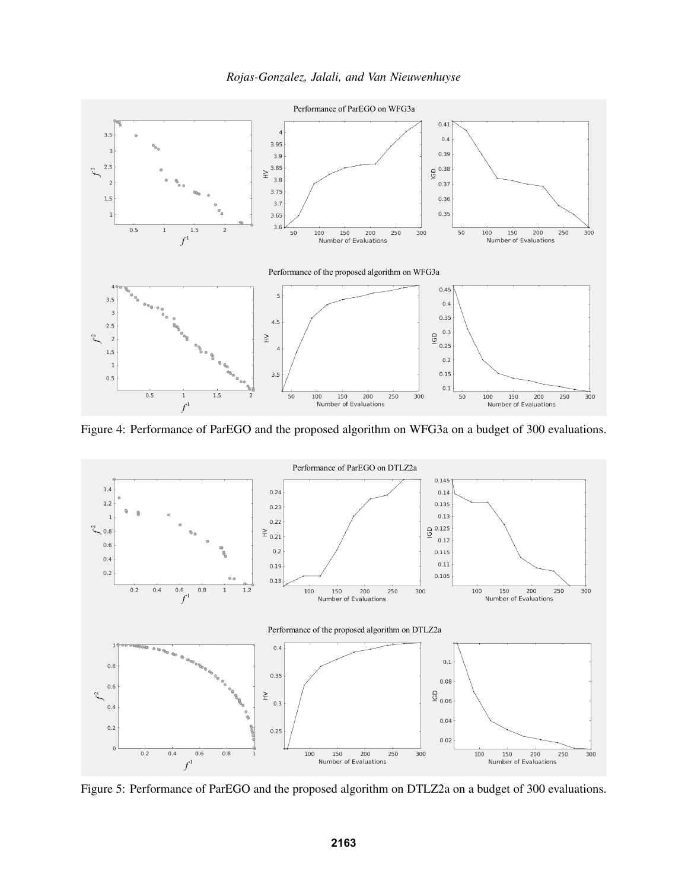Figure 4: Performance of ParEGO and the proposed algorithm on WFG3a on a budget of 300 evaluations.

Figure 5: Performance of ParEGO and the proposed algorithm on DTLZ2a on a budget of 300 evaluations.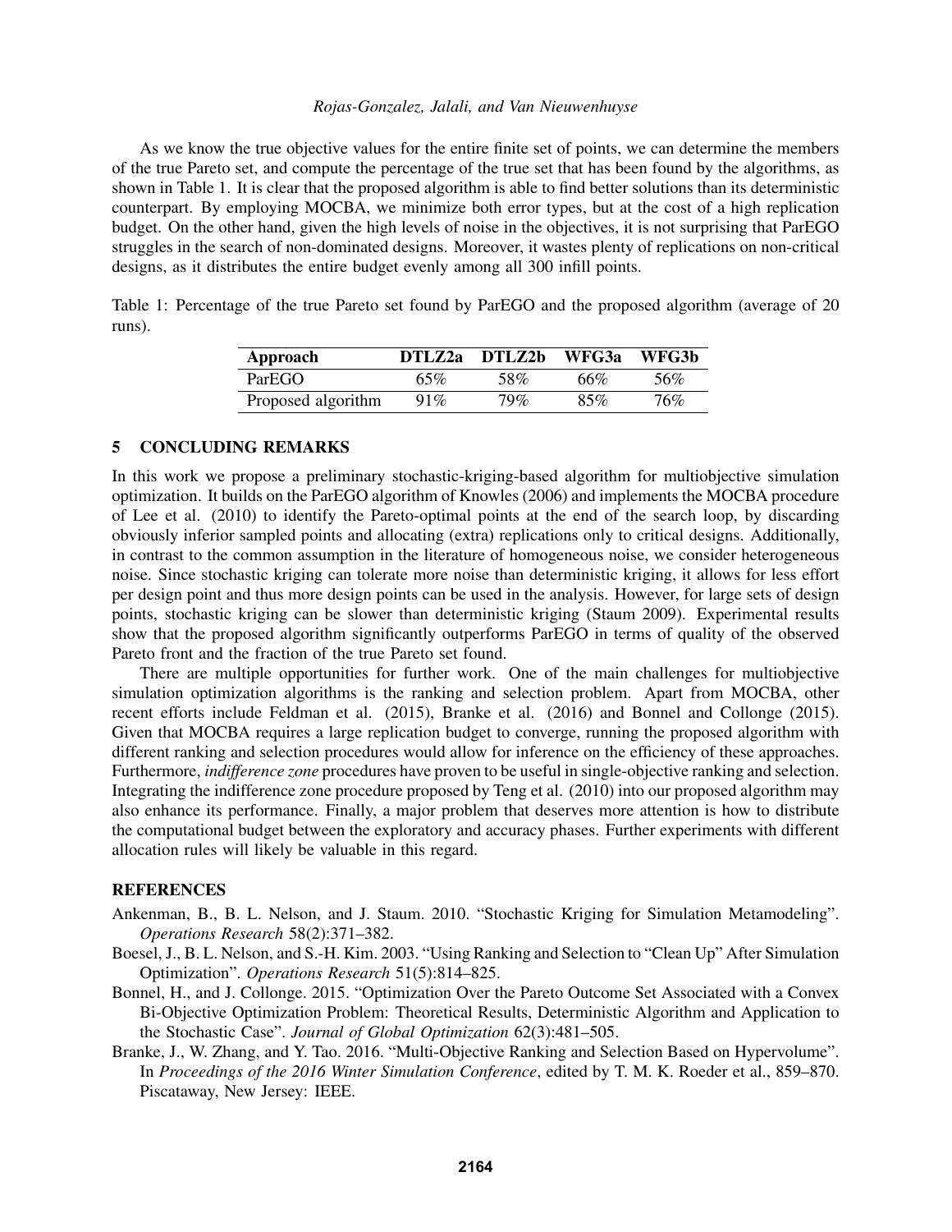As we know the true objective values for the entire finite set of points, we can determine the members of the true Pareto set, and compute the percentage of the true set that has been found by the algorithms, as shown in Table 1. It is clear that the proposed algorithm is able to find better solutions than its deterministic counterpart. By employing MOCBA, we minimize both error types, but at the cost of a high replication budget. On the other hand, given the high levels of noise in the objectives, it is not surprising that ParEGO struggles in the search of non-dominated designs. Moreover, it wastes plenty of replications on non-critical designs, as it distributes the entire budget evenly among all 300 infill points.

Table 1: Percentage of the true Pareto set found by ParEGO and the proposed algorithm (average of 20 runs).

| Approach | DTLZ2a | DTLZ2b | WFG3a | WFG3b |
|---|---|---|---|---|
| ParEGO | 65% | 58% | 66% | 56% |
| Proposed algorithm | 91% | 79% | 85% | 76% |

## 5 CONCLUDING REMARKS

In this work we propose a preliminary stochastic-kriging-based algorithm for multiobjective simulation optimization. It builds on the ParEGO algorithm of Knowles (2006) and implements the MOCBA procedure of Lee et al. (2010) to identify the Pareto-optimal points at the end of the search loop, by discarding obviously inferior sampled points and allocating (extra) replications only to critical designs. Additionally, in contrast to the common assumption in the literature of homogeneous noise, we consider heterogeneous noise. Since stochastic kriging can tolerate more noise than deterministic kriging, it allows for less effort per design point and thus more design points can be used in the analysis. However, for large sets of design points, stochastic kriging can be slower than deterministic kriging (Staum 2009). Experimental results show that the proposed algorithm significantly outperforms ParEGO in terms of quality of the observed Pareto front and the fraction of the true Pareto set found.

There are multiple opportunities for further work. One of the main challenges for multiobjective simulation optimization algorithms is the ranking and selection problem. Apart from MOCBA, other recent efforts include Feldman et al. (2015), Branke et al. (2016) and Bonnel and Collonge (2015). Given that MOCBA requires a large replication budget to converge, running the proposed algorithm with different ranking and selection procedures would allow for inference on the efficiency of these approaches. Furthermore, *indifference zone* procedures have proven to be useful in single-objective ranking and selection. Integrating the indifference zone procedure proposed by Teng et al. (2010) into our proposed algorithm may also enhance its performance. Finally, a major problem that deserves more attention is how to distribute the computational budget between the exploratory and accuracy phases. Further experiments with different allocation rules will likely be valuable in this regard.

## REFERENCES

Ankenman, B., B. L. Nelson, and J. Staum. 2010. "Stochastic Kriging for Simulation Metamodeling". *Operations Research* 58(2):371–382.

Boesel, J., B. L. Nelson, and S.-H. Kim. 2003. "Using Ranking and Selection to "Clean Up" After Simulation Optimization". *Operations Research* 51(5):814–825.

Bonnel, H., and J. Collonge. 2015. "Optimization Over the Pareto Outcome Set Associated with a Convex Bi-Objective Optimization Problem: Theoretical Results, Deterministic Algorithm and Application to the Stochastic Case". *Journal of Global Optimization* 62(3):481–505.

Branke, J., W. Zhang, and Y. Tao. 2016. "Multi-Objective Ranking and Selection Based on Hypervolume". In *Proceedings of the 2016 Winter Simulation Conference*, edited by T. M. K. Roeder et al., 859–870. Piscataway, New Jersey: IEEE.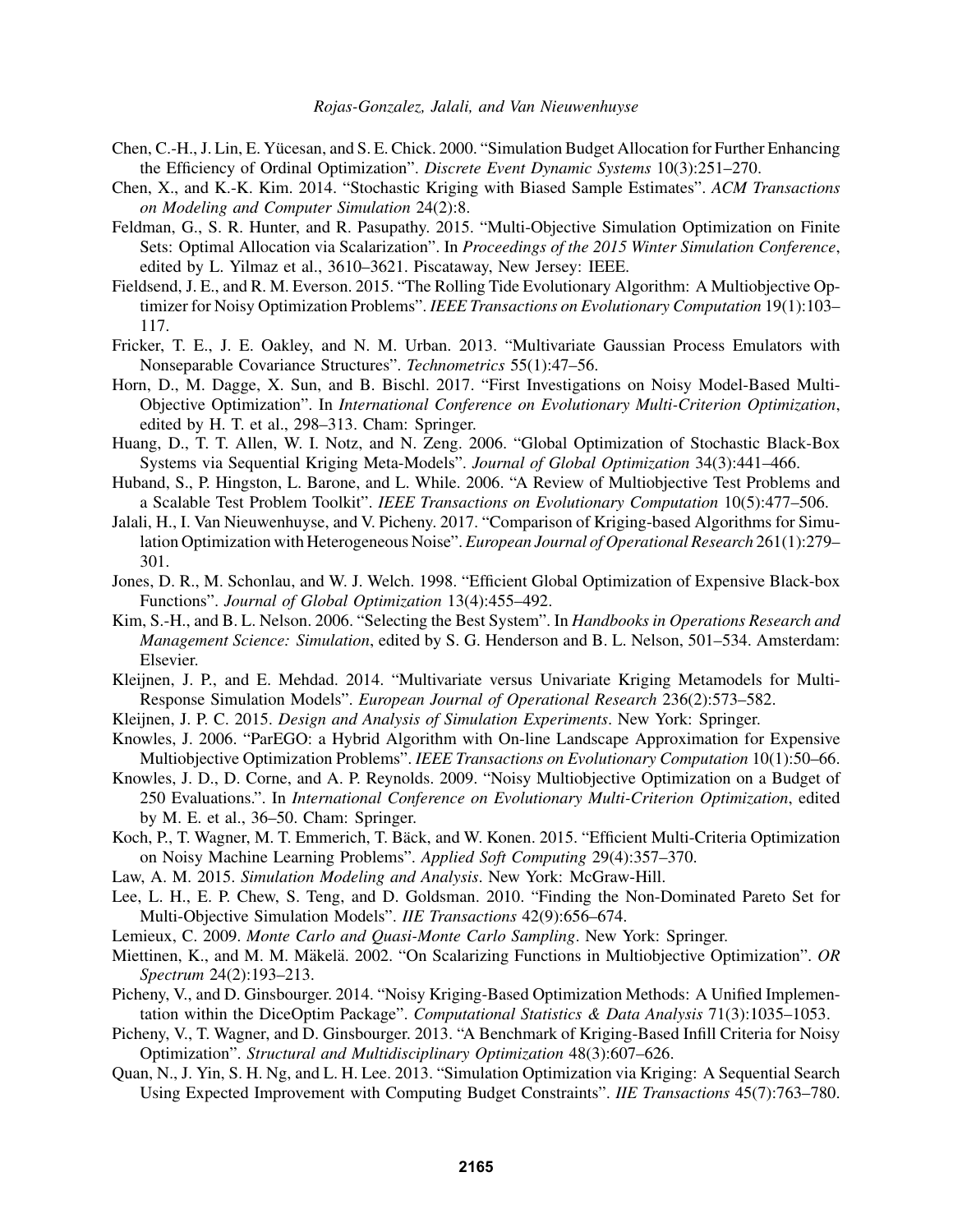Chen, C.-H., J. Lin, E. Yücesan, and S. E. Chick. 2000. "Simulation Budget Allocation for Further Enhancing the Efficiency of Ordinal Optimization". *Discrete Event Dynamic Systems* 10(3):251–270.

Chen, X., and K.-K. Kim. 2014. "Stochastic Kriging with Biased Sample Estimates". *ACM Transactions on Modeling and Computer Simulation* 24(2):8.

Feldman, G., S. R. Hunter, and R. Pasupathy. 2015. "Multi-Objective Simulation Optimization on Finite Sets: Optimal Allocation via Scalarization". In *Proceedings of the 2015 Winter Simulation Conference*, edited by L. Yilmaz et al., 3610–3621. Piscataway, New Jersey: IEEE.

Fieldsend, J. E., and R. M. Everson. 2015. "The Rolling Tide Evolutionary Algorithm: A Multiobjective Optimizer for Noisy Optimization Problems". *IEEE Transactions on Evolutionary Computation* 19(1):103–117.

Fricker, T. E., J. E. Oakley, and N. M. Urban. 2013. "Multivariate Gaussian Process Emulators with Nonseparable Covariance Structures". *Technometrics* 55(1):47–56.

Horn, D., M. Dagge, X. Sun, and B. Bischl. 2017. "First Investigations on Noisy Model-Based Multi-Objective Optimization". In *International Conference on Evolutionary Multi-Criterion Optimization*, edited by H. T. et al., 298–313. Cham: Springer.

Huang, D., T. T. Allen, W. I. Notz, and N. Zeng. 2006. "Global Optimization of Stochastic Black-Box Systems via Sequential Kriging Meta-Models". *Journal of Global Optimization* 34(3):441–466.

Huband, S., P. Hingston, L. Barone, and L. While. 2006. "A Review of Multiobjective Test Problems and a Scalable Test Problem Toolkit". *IEEE Transactions on Evolutionary Computation* 10(5):477–506.

Jalali, H., I. Van Nieuwenhuyse, and V. Picheny. 2017. "Comparison of Kriging-based Algorithms for Simulation Optimization with Heterogeneous Noise". *European Journal of Operational Research* 261(1):279–301.

Jones, D. R., M. Schonlau, and W. J. Welch. 1998. "Efficient Global Optimization of Expensive Black-box Functions". *Journal of Global Optimization* 13(4):455–492.

Kim, S.-H., and B. L. Nelson. 2006. "Selecting the Best System". In *Handbooks in Operations Research and Management Science: Simulation*, edited by S. G. Henderson and B. L. Nelson, 501–534. Amsterdam: Elsevier.

Kleijnen, J. P., and E. Mehdad. 2014. "Multivariate versus Univariate Kriging Metamodels for Multi-Response Simulation Models". *European Journal of Operational Research* 236(2):573–582.

Kleijnen, J. P. C. 2015. *Design and Analysis of Simulation Experiments*. New York: Springer.

Knowles, J. 2006. "ParEGO: a Hybrid Algorithm with On-line Landscape Approximation for Expensive Multiobjective Optimization Problems". *IEEE Transactions on Evolutionary Computation* 10(1):50–66.

Knowles, J. D., D. Corne, and A. P. Reynolds. 2009. "Noisy Multiobjective Optimization on a Budget of 250 Evaluations.". In *International Conference on Evolutionary Multi-Criterion Optimization*, edited by M. E. et al., 36–50. Cham: Springer.

Koch, P., T. Wagner, M. T. Emmerich, T. Bäck, and W. Konen. 2015. "Efficient Multi-Criteria Optimization on Noisy Machine Learning Problems". *Applied Soft Computing* 29(4):357–370.

Law, A. M. 2015. *Simulation Modeling and Analysis*. New York: McGraw-Hill.

Lee, L. H., E. P. Chew, S. Teng, and D. Goldsman. 2010. "Finding the Non-Dominated Pareto Set for Multi-Objective Simulation Models". *IIE Transactions* 42(9):656–674.

Lemieux, C. 2009. *Monte Carlo and Quasi-Monte Carlo Sampling*. New York: Springer.

Miettinen, K., and M. M. Mäkelä. 2002. "On Scalarizing Functions in Multiobjective Optimization". *OR Spectrum* 24(2):193–213.

Picheny, V., and D. Ginsbourger. 2014. "Noisy Kriging-Based Optimization Methods: A Unified Implementation within the DiceOptim Package". *Computational Statistics & Data Analysis* 71(3):1035–1053.

Picheny, V., T. Wagner, and D. Ginsbourger. 2013. "A Benchmark of Kriging-Based Infill Criteria for Noisy Optimization". *Structural and Multidisciplinary Optimization* 48(3):607–626.

Quan, N., J. Yin, S. H. Ng, and L. H. Lee. 2013. "Simulation Optimization via Kriging: A Sequential Search Using Expected Improvement with Computing Budget Constraints". *IIE Transactions* 45(7):763–780.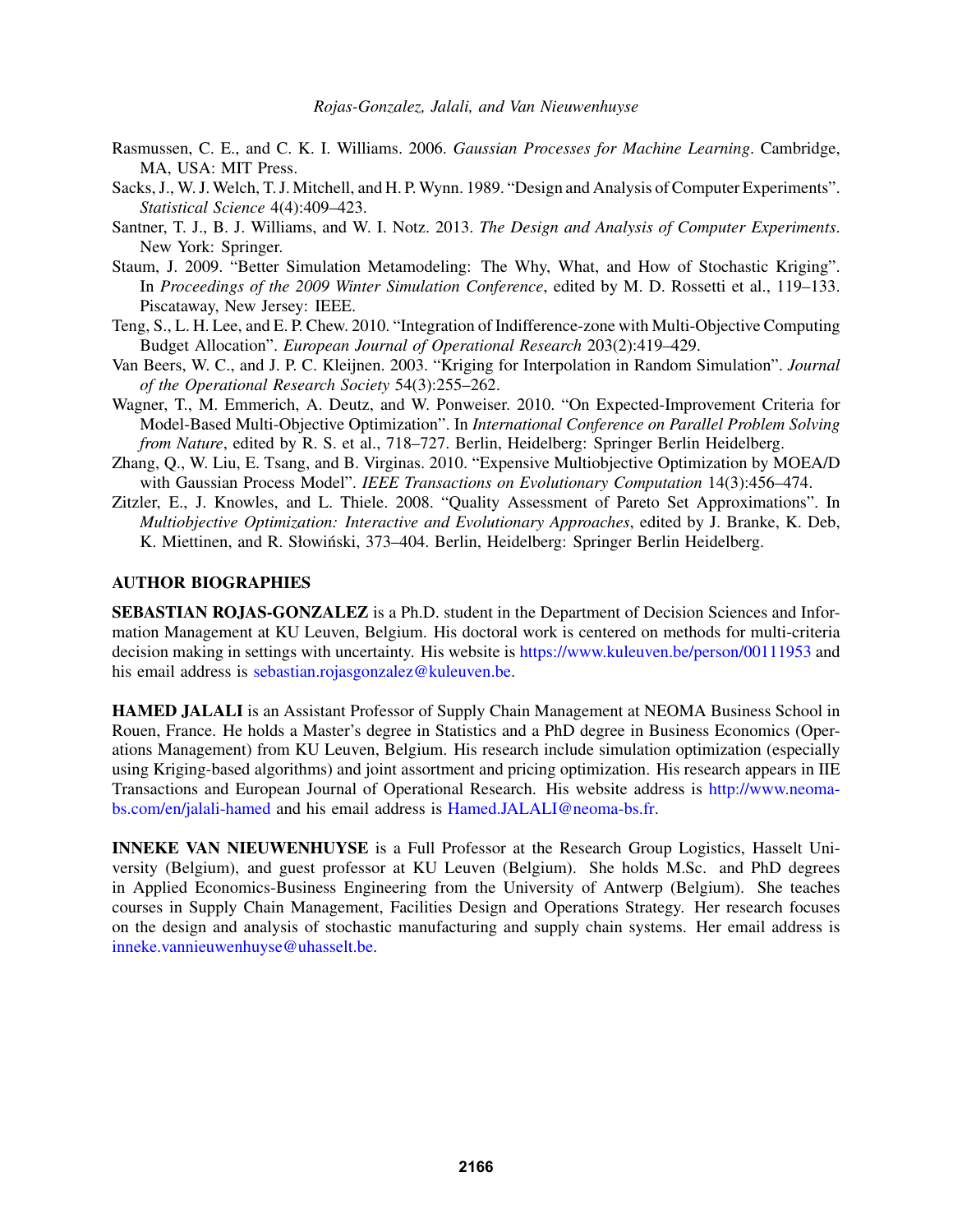Rasmussen, C. E., and C. K. I. Williams. 2006. *Gaussian Processes for Machine Learning*. Cambridge, MA, USA: MIT Press.

Sacks, J., W. J. Welch, T. J. Mitchell, and H. P. Wynn. 1989. "Design and Analysis of Computer Experiments". *Statistical Science* 4(4):409–423.

Santner, T. J., B. J. Williams, and W. I. Notz. 2013. *The Design and Analysis of Computer Experiments*. New York: Springer.

Staum, J. 2009. "Better Simulation Metamodeling: The Why, What, and How of Stochastic Kriging". In *Proceedings of the 2009 Winter Simulation Conference*, edited by M. D. Rossetti et al., 119–133. Piscataway, New Jersey: IEEE.

Teng, S., L. H. Lee, and E. P. Chew. 2010. "Integration of Indifference-zone with Multi-Objective Computing Budget Allocation". *European Journal of Operational Research* 203(2):419–429.

Van Beers, W. C., and J. P. C. Kleijnen. 2003. "Kriging for Interpolation in Random Simulation". *Journal of the Operational Research Society* 54(3):255–262.

Wagner, T., M. Emmerich, A. Deutz, and W. Ponweiser. 2010. "On Expected-Improvement Criteria for Model-Based Multi-Objective Optimization". In *International Conference on Parallel Problem Solving from Nature*, edited by R. S. et al., 718–727. Berlin, Heidelberg: Springer Berlin Heidelberg.

Zhang, Q., W. Liu, E. Tsang, and B. Virginas. 2010. "Expensive Multiobjective Optimization by MOEA/D with Gaussian Process Model". *IEEE Transactions on Evolutionary Computation* 14(3):456–474.

Zitzler, E., J. Knowles, and L. Thiele. 2008. "Quality Assessment of Pareto Set Approximations". In *Multiobjective Optimization: Interactive and Evolutionary Approaches*, edited by J. Branke, K. Deb, K. Miettinen, and R. Słowiński, 373–404. Berlin, Heidelberg: Springer Berlin Heidelberg.

## AUTHOR BIOGRAPHIES

**SEBASTIAN ROJAS-GONZALEZ** is a Ph.D. student in the Department of Decision Sciences and Information Management at KU Leuven, Belgium. His doctoral work is centered on methods for multi-criteria decision making in settings with uncertainty. His website is https://www.kuleuven.be/person/00111953 and his email address is sebastian.rojasgonzalez@kuleuven.be.

**HAMED JALALI** is an Assistant Professor of Supply Chain Management at NEOMA Business School in Rouen, France. He holds a Master's degree in Statistics and a PhD degree in Business Economics (Operations Management) from KU Leuven, Belgium. His research include simulation optimization (especially using Kriging-based algorithms) and joint assortment and pricing optimization. His research appears in IIE Transactions and European Journal of Operational Research. His website address is http://www.neoma-bs.com/en/jalali-hamed and his email address is Hamed.JALALI@neoma-bs.fr.

**INNEKE VAN NIEUWENHUYSE** is a Full Professor at the Research Group Logistics, Hasselt University (Belgium), and guest professor at KU Leuven (Belgium). She holds M.Sc. and PhD degrees in Applied Economics-Business Engineering from the University of Antwerp (Belgium). She teaches courses in Supply Chain Management, Facilities Design and Operations Strategy. Her research focuses on the design and analysis of stochastic manufacturing and supply chain systems. Her email address is inneke.vannieuwenhuyse@uhasselt.be.